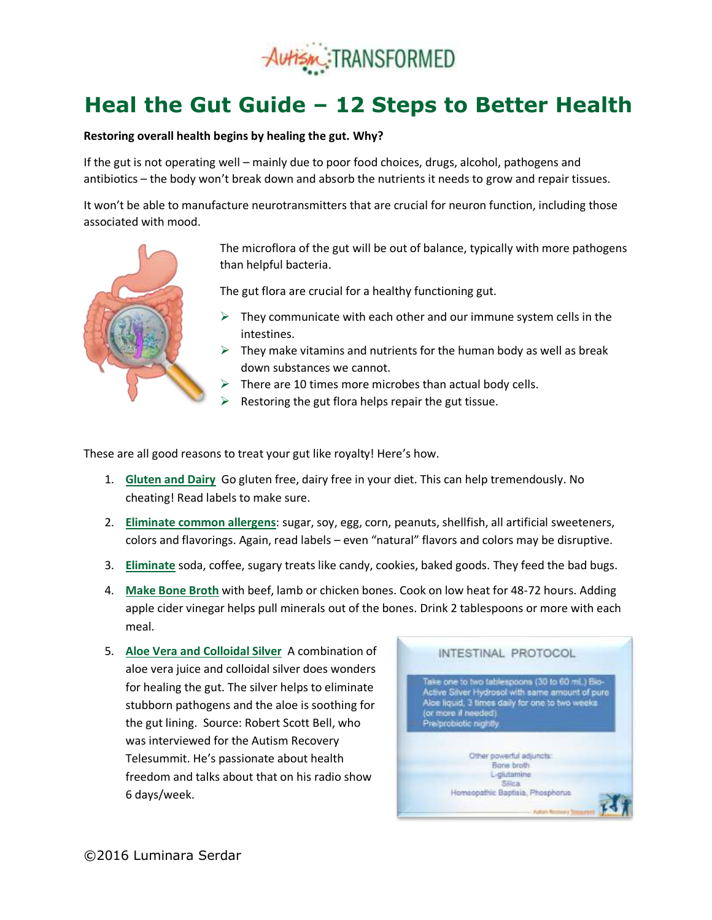# Heal the Gut Guide – 12 Steps to Better Health

**Restoring overall health begins by healing the gut. Why?**

If the gut is not operating well – mainly due to poor food choices, drugs, alcohol, pathogens and antibiotics – the body won't break down and absorb the nutrients it needs to grow and repair tissues.

It won't be able to manufacture neurotransmitters that are crucial for neuron function, including those associated with mood.

The microflora of the gut will be out of balance, typically with more pathogens than helpful bacteria.

The gut flora are crucial for a healthy functioning gut.

- They communicate with each other and our immune system cells in the intestines.
- They make vitamins and nutrients for the human body as well as break down substances we cannot.
- There are 10 times more microbes than actual body cells.
- Restoring the gut flora helps repair the gut tissue.

These are all good reasons to treat your gut like royalty! Here's how.

1. **Gluten and Dairy** Go gluten free, dairy free in your diet. This can help tremendously. No cheating! Read labels to make sure.
2. **Eliminate common allergens**: sugar, soy, egg, corn, peanuts, shellfish, all artificial sweeteners, colors and flavorings. Again, read labels – even "natural" flavors and colors may be disruptive.
3. **Eliminate** soda, coffee, sugary treats like candy, cookies, baked goods. They feed the bad bugs.
4. **Make Bone Broth** with beef, lamb or chicken bones. Cook on low heat for 48-72 hours. Adding apple cider vinegar helps pull minerals out of the bones. Drink 2 tablespoons or more with each meal.
5. **Aloe Vera and Colloidal Silver** A combination of aloe vera juice and colloidal silver does wonders for healing the gut. The silver helps to eliminate stubborn pathogens and the aloe is soothing for the gut lining. Source: Robert Scott Bell, who was interviewed for the Autism Recovery Telesummit. He's passionate about health freedom and talks about that on his radio show 6 days/week.

**INTESTINAL PROTOCOL**

Take one to two tablespoons (30 to 60 mL) Bio-Active Silver Hydrosol with same amount of pure Aloe liquid, 3 times daily for one to two weeks (or more if needed)
Pre/probiotic nightly

Other powerful adjuncts:
Bone broth
L-glutamine
Silica
Homeopathic Baptisia, Phosphorus

©2016 Luminara Serdar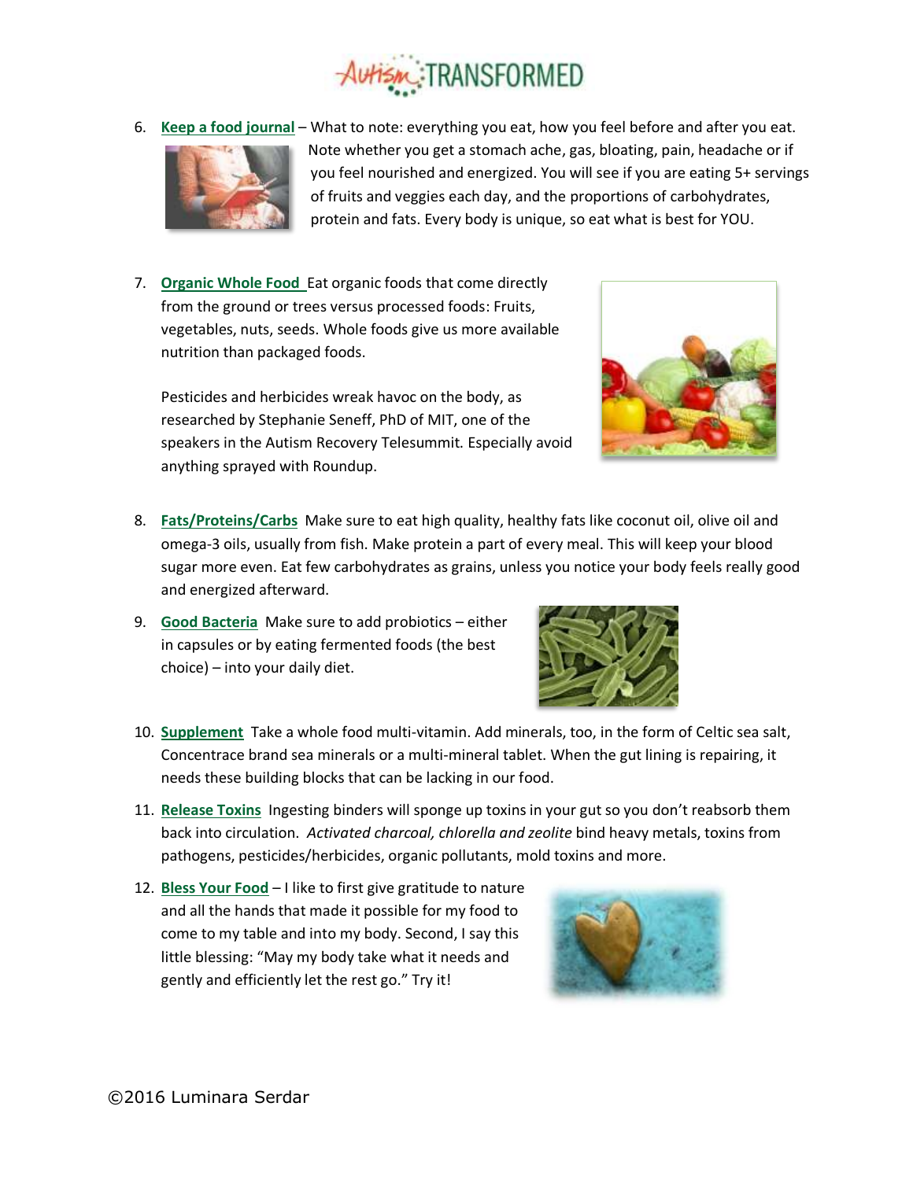6. **Keep a food journal** – What to note: everything you eat, how you feel before and after you eat. Note whether you get a stomach ache, gas, bloating, pain, headache or if you feel nourished and energized. You will see if you are eating 5+ servings of fruits and veggies each day, and the proportions of carbohydrates, protein and fats. Every body is unique, so eat what is best for YOU.

7. **Organic Whole Food** Eat organic foods that come directly from the ground or trees versus processed foods: Fruits, vegetables, nuts, seeds. Whole foods give us more available nutrition than packaged foods.

   Pesticides and herbicides wreak havoc on the body, as researched by Stephanie Seneff, PhD of MIT, one of the speakers in the Autism Recovery Telesummit. Especially avoid anything sprayed with Roundup.

8. **Fats/Proteins/Carbs** Make sure to eat high quality, healthy fats like coconut oil, olive oil and omega-3 oils, usually from fish. Make protein a part of every meal. This will keep your blood sugar more even. Eat few carbohydrates as grains, unless you notice your body feels really good and energized afterward.

9. **Good Bacteria** Make sure to add probiotics – either in capsules or by eating fermented foods (the best choice) – into your daily diet.

10. **Supplement** Take a whole food multi-vitamin. Add minerals, too, in the form of Celtic sea salt, Concentrace brand sea minerals or a multi-mineral tablet. When the gut lining is repairing, it needs these building blocks that can be lacking in our food.

11. **Release Toxins** Ingesting binders will sponge up toxins in your gut so you don't reabsorb them back into circulation. *Activated charcoal, chlorella and zeolite* bind heavy metals, toxins from pathogens, pesticides/herbicides, organic pollutants, mold toxins and more.

12. **Bless Your Food** – I like to first give gratitude to nature and all the hands that made it possible for my food to come to my table and into my body. Second, I say this little blessing: "May my body take what it needs and gently and efficiently let the rest go." Try it!

©2016 Luminara Serdar